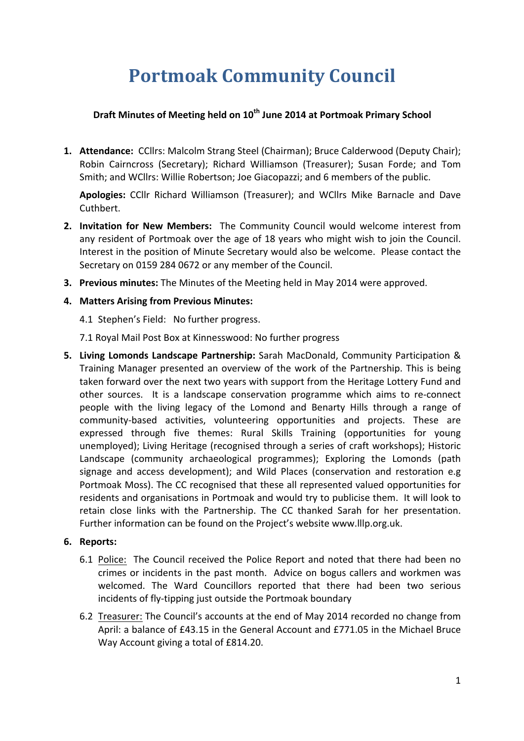# Portmoak Community Council

**Draft Minutes of Meeting held on 10th June 2014 at Portmoak Primary School**

1. **Attendance:** CCllrs: Malcolm Strang Steel (Chairman); Bruce Calderwood (Deputy Chair); Robin Cairncross (Secretary); Richard Williamson (Treasurer); Susan Forde; and Tom Smith; and WCllrs: Willie Robertson; Joe Giacopazzi; and 6 members of the public.

   **Apologies:** CCllr Richard Williamson (Treasurer); and WCllrs Mike Barnacle and Dave Cuthbert.

2. **Invitation for New Members:** The Community Council would welcome interest from any resident of Portmoak over the age of 18 years who might wish to join the Council. Interest in the position of Minute Secretary would also be welcome. Please contact the Secretary on 0159 284 0672 or any member of the Council.

3. **Previous minutes:** The Minutes of the Meeting held in May 2014 were approved.

4. **Matters Arising from Previous Minutes:**

   4.1 Stephen's Field: No further progress.

   7.1 Royal Mail Post Box at Kinnesswood: No further progress

5. **Living Lomonds Landscape Partnership:** Sarah MacDonald, Community Participation & Training Manager presented an overview of the work of the Partnership. This is being taken forward over the next two years with support from the Heritage Lottery Fund and other sources. It is a landscape conservation programme which aims to re-connect people with the living legacy of the Lomond and Benarty Hills through a range of community-based activities, volunteering opportunities and projects. These are expressed through five themes: Rural Skills Training (opportunities for young unemployed); Living Heritage (recognised through a series of craft workshops); Historic Landscape (community archaeological programmes); Exploring the Lomonds (path signage and access development); and Wild Places (conservation and restoration e.g Portmoak Moss). The CC recognised that these all represented valued opportunities for residents and organisations in Portmoak and would try to publicise them. It will look to retain close links with the Partnership. The CC thanked Sarah for her presentation. Further information can be found on the Project's website www.lllp.org.uk.

6. **Reports:**

   6.1 Police: The Council received the Police Report and noted that there had been no crimes or incidents in the past month. Advice on bogus callers and workmen was welcomed. The Ward Councillors reported that there had been two serious incidents of fly-tipping just outside the Portmoak boundary

   6.2 Treasurer: The Council's accounts at the end of May 2014 recorded no change from April: a balance of £43.15 in the General Account and £771.05 in the Michael Bruce Way Account giving a total of £814.20.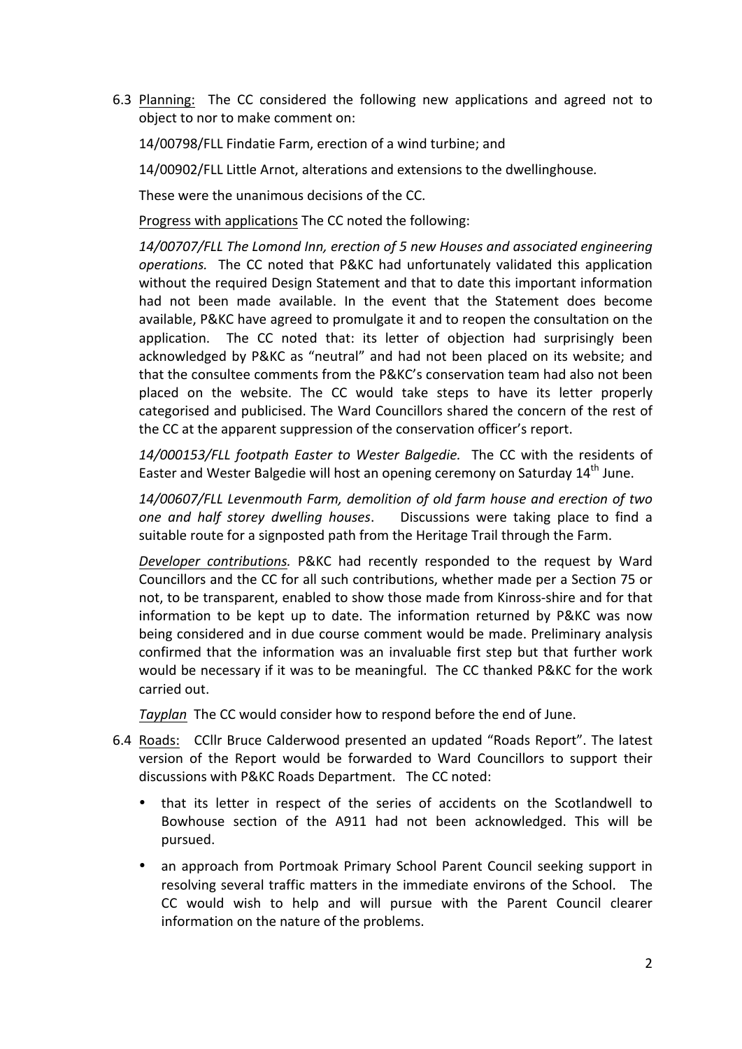6.3 Planning: The CC considered the following new applications and agreed not to object to nor to make comment on:

14/00798/FLL Findatie Farm, erection of a wind turbine; and

14/00902/FLL Little Arnot, alterations and extensions to the dwellinghouse.

These were the unanimous decisions of the CC.

Progress with applications The CC noted the following:

*14/00707/FLL The Lomond Inn, erection of 5 new Houses and associated engineering operations.* The CC noted that P&KC had unfortunately validated this application without the required Design Statement and that to date this important information had not been made available. In the event that the Statement does become available, P&KC have agreed to promulgate it and to reopen the consultation on the application. The CC noted that: its letter of objection had surprisingly been acknowledged by P&KC as "neutral" and had not been placed on its website; and that the consultee comments from the P&KC's conservation team had also not been placed on the website. The CC would take steps to have its letter properly categorised and publicised. The Ward Councillors shared the concern of the rest of the CC at the apparent suppression of the conservation officer's report.

*14/000153/FLL footpath Easter to Wester Balgedie.* The CC with the residents of Easter and Wester Balgedie will host an opening ceremony on Saturday 14th June.

*14/00607/FLL Levenmouth Farm, demolition of old farm house and erection of two one and half storey dwelling houses*. Discussions were taking place to find a suitable route for a signposted path from the Heritage Trail through the Farm.

***Developer contributions.*** P&KC had recently responded to the request by Ward Councillors and the CC for all such contributions, whether made per a Section 75 or not, to be transparent, enabled to show those made from Kinross-shire and for that information to be kept up to date. The information returned by P&KC was now being considered and in due course comment would be made. Preliminary analysis confirmed that the information was an invaluable first step but that further work would be necessary if it was to be meaningful. The CC thanked P&KC for the work carried out.

*Tayplan* The CC would consider how to respond before the end of June.

6.4 Roads: CCllr Bruce Calderwood presented an updated "Roads Report". The latest version of the Report would be forwarded to Ward Councillors to support their discussions with P&KC Roads Department. The CC noted:

- that its letter in respect of the series of accidents on the Scotlandwell to Bowhouse section of the A911 had not been acknowledged. This will be pursued.
- an approach from Portmoak Primary School Parent Council seeking support in resolving several traffic matters in the immediate environs of the School. The CC would wish to help and will pursue with the Parent Council clearer information on the nature of the problems.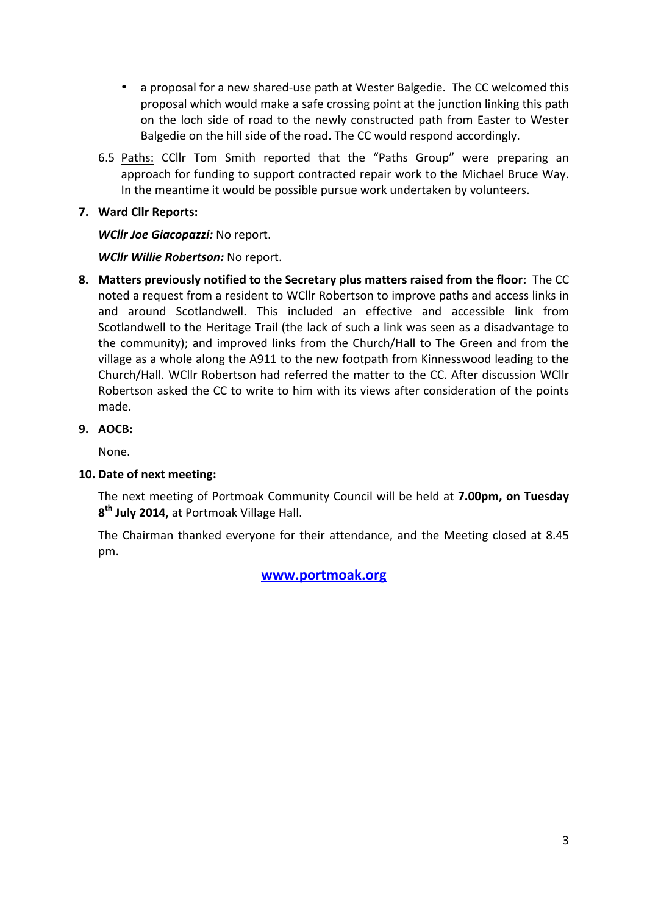- a proposal for a new shared-use path at Wester Balgedie. The CC welcomed this proposal which would make a safe crossing point at the junction linking this path on the loch side of road to the newly constructed path from Easter to Wester Balgedie on the hill side of the road. The CC would respond accordingly.

6.5 Paths: CCllr Tom Smith reported that the "Paths Group" were preparing an approach for funding to support contracted repair work to the Michael Bruce Way. In the meantime it would be possible pursue work undertaken by volunteers.

**7. Ward Cllr Reports:**

***WCllr Joe Giacopazzi:*** No report.

***WCllr Willie Robertson:*** No report.

**8. Matters previously notified to the Secretary plus matters raised from the floor:** The CC noted a request from a resident to WCllr Robertson to improve paths and access links in and around Scotlandwell. This included an effective and accessible link from Scotlandwell to the Heritage Trail (the lack of such a link was seen as a disadvantage to the community); and improved links from the Church/Hall to The Green and from the village as a whole along the A911 to the new footpath from Kinnesswood leading to the Church/Hall. WCllr Robertson had referred the matter to the CC. After discussion WCllr Robertson asked the CC to write to him with its views after consideration of the points made.

**9. AOCB:**

None.

**10. Date of next meeting:**

The next meeting of Portmoak Community Council will be held at **7.00pm, on Tuesday 8th July 2014,** at Portmoak Village Hall.

The Chairman thanked everyone for their attendance, and the Meeting closed at 8.45 pm.

**www.portmoak.org**